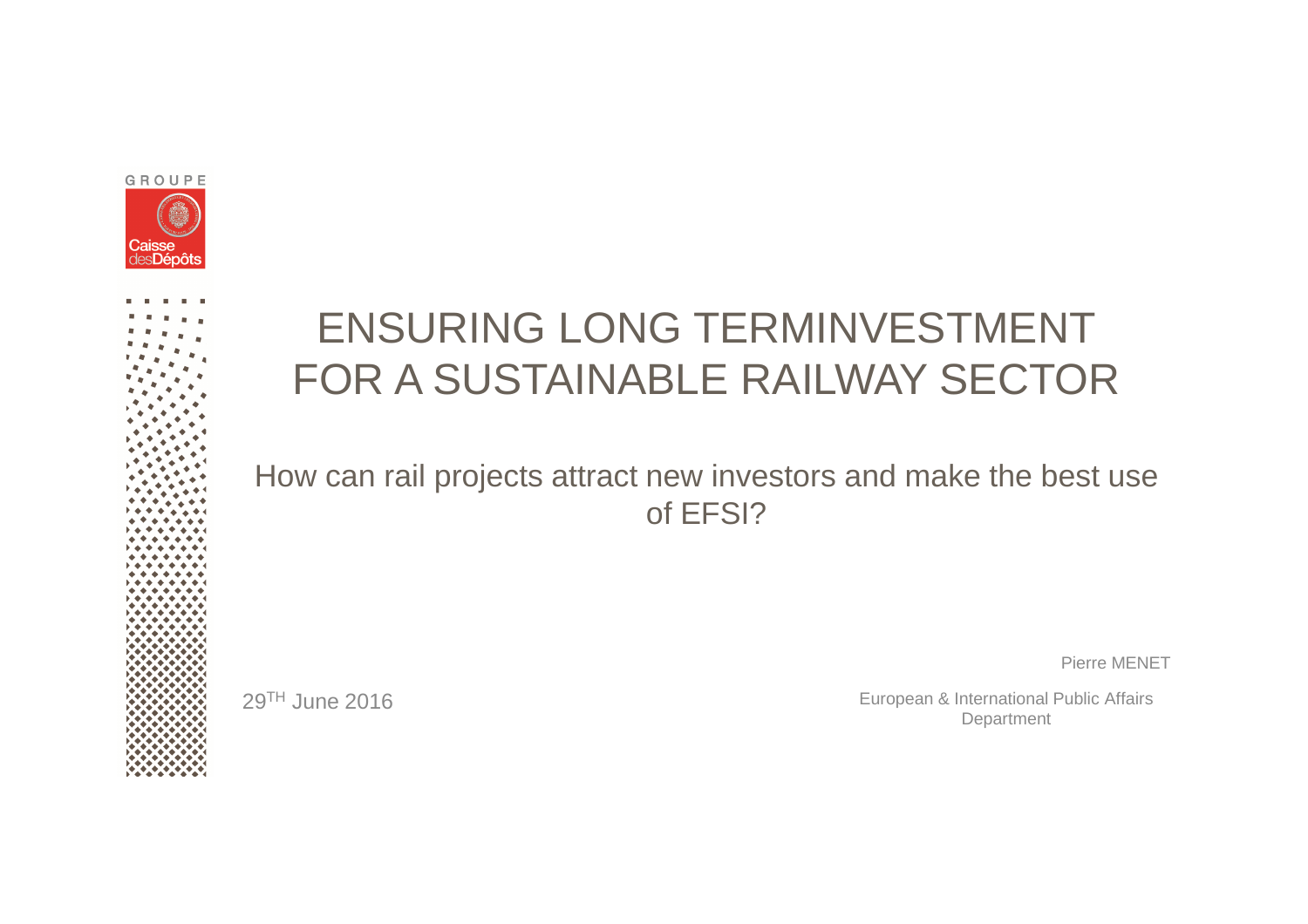GROUPE

Caisse desDépôts

# ENSURING LONG TERMINVESTMENT FOR A SUSTAINABLE RAILWAY SECTOR

## How can rail projects attract new investors and make the best use of EFSI?

Pierre MENET

29TH June 2016

European & International Public Affairs Department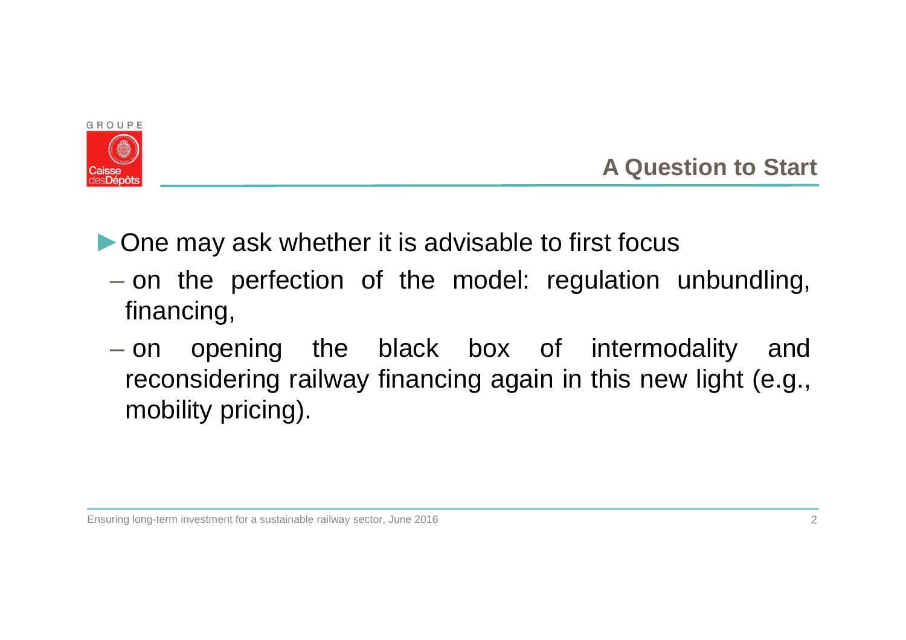## A Question to Start

- One may ask whether it is advisable to first focus
  - on the perfection of the model: regulation unbundling, financing,
  - on opening the black box of intermodality and reconsidering railway financing again in this new light (e.g., mobility pricing).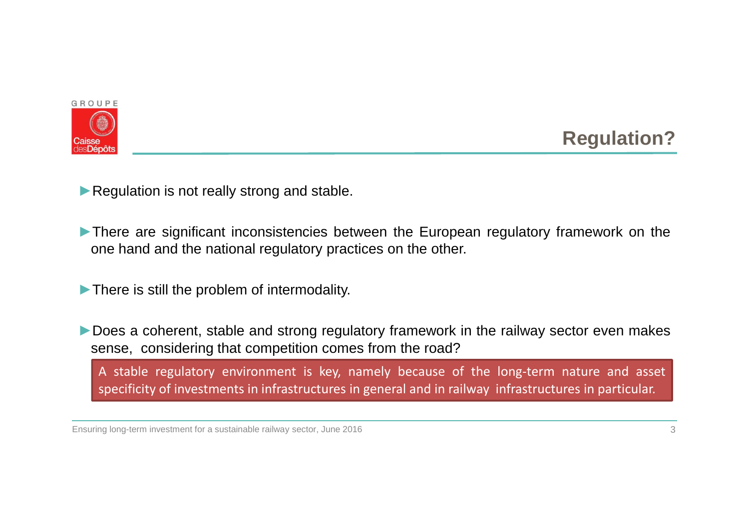## Regulation?

- Regulation is not really strong and stable.

- There are significant inconsistencies between the European regulatory framework on the one hand and the national regulatory practices on the other.

- There is still the problem of intermodality.

- Does a coherent, stable and strong regulatory framework in the railway sector even makes sense, considering that competition comes from the road?

> A stable regulatory environment is key, namely because of the long-term nature and asset specificity of investments in infrastructures in general and in railway infrastructures in particular.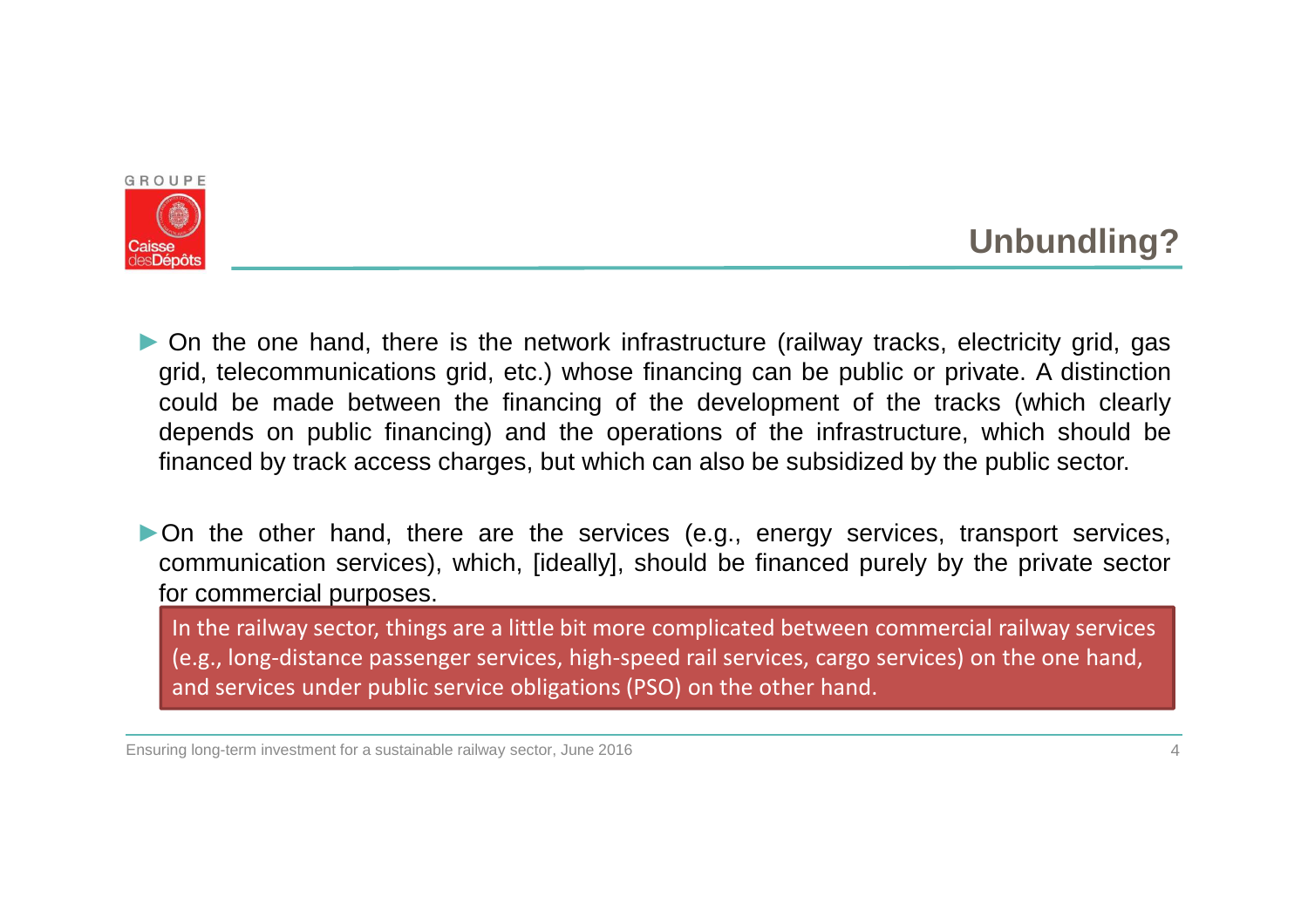# Unbundling?

- On the one hand, there is the network infrastructure (railway tracks, electricity grid, gas grid, telecommunications grid, etc.) whose financing can be public or private. A distinction could be made between the financing of the development of the tracks (which clearly depends on public financing) and the operations of the infrastructure, which should be financed by track access charges, but which can also be subsidized by the public sector.

- On the other hand, there are the services (e.g., energy services, transport services, communication services), which, [ideally], should be financed purely by the private sector for commercial purposes.

> In the railway sector, things are a little bit more complicated between commercial railway services (e.g., long-distance passenger services, high-speed rail services, cargo services) on the one hand, and services under public service obligations (PSO) on the other hand.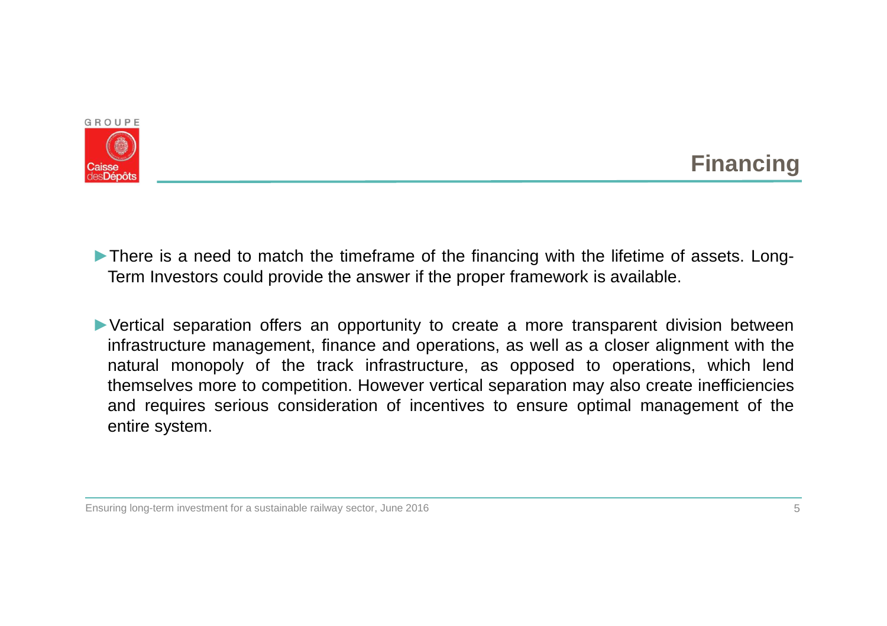# Financing

- There is a need to match the timeframe of the financing with the lifetime of assets. Long-Term Investors could provide the answer if the proper framework is available.

- Vertical separation offers an opportunity to create a more transparent division between infrastructure management, finance and operations, as well as a closer alignment with the natural monopoly of the track infrastructure, as opposed to operations, which lend themselves more to competition. However vertical separation may also create inefficiencies and requires serious consideration of incentives to ensure optimal management of the entire system.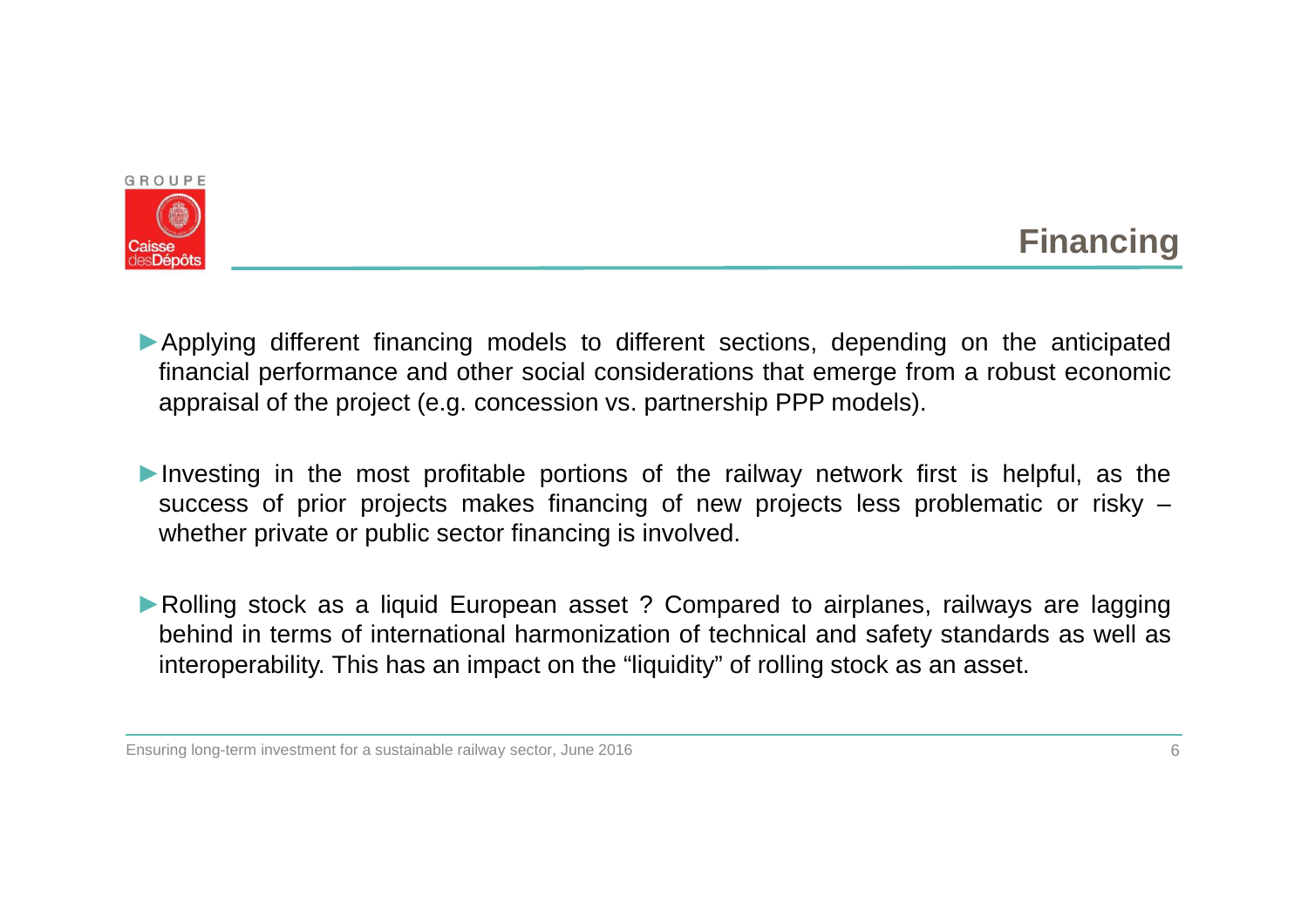# Financing

- ►Applying different financing models to different sections, depending on the anticipated financial performance and other social considerations that emerge from a robust economic appraisal of the project (e.g. concession vs. partnership PPP models).

- ►Investing in the most profitable portions of the railway network first is helpful, as the success of prior projects makes financing of new projects less problematic or risky – whether private or public sector financing is involved.

- ►Rolling stock as a liquid European asset ? Compared to airplanes, railways are lagging behind in terms of international harmonization of technical and safety standards as well as interoperability. This has an impact on the “liquidity” of rolling stock as an asset.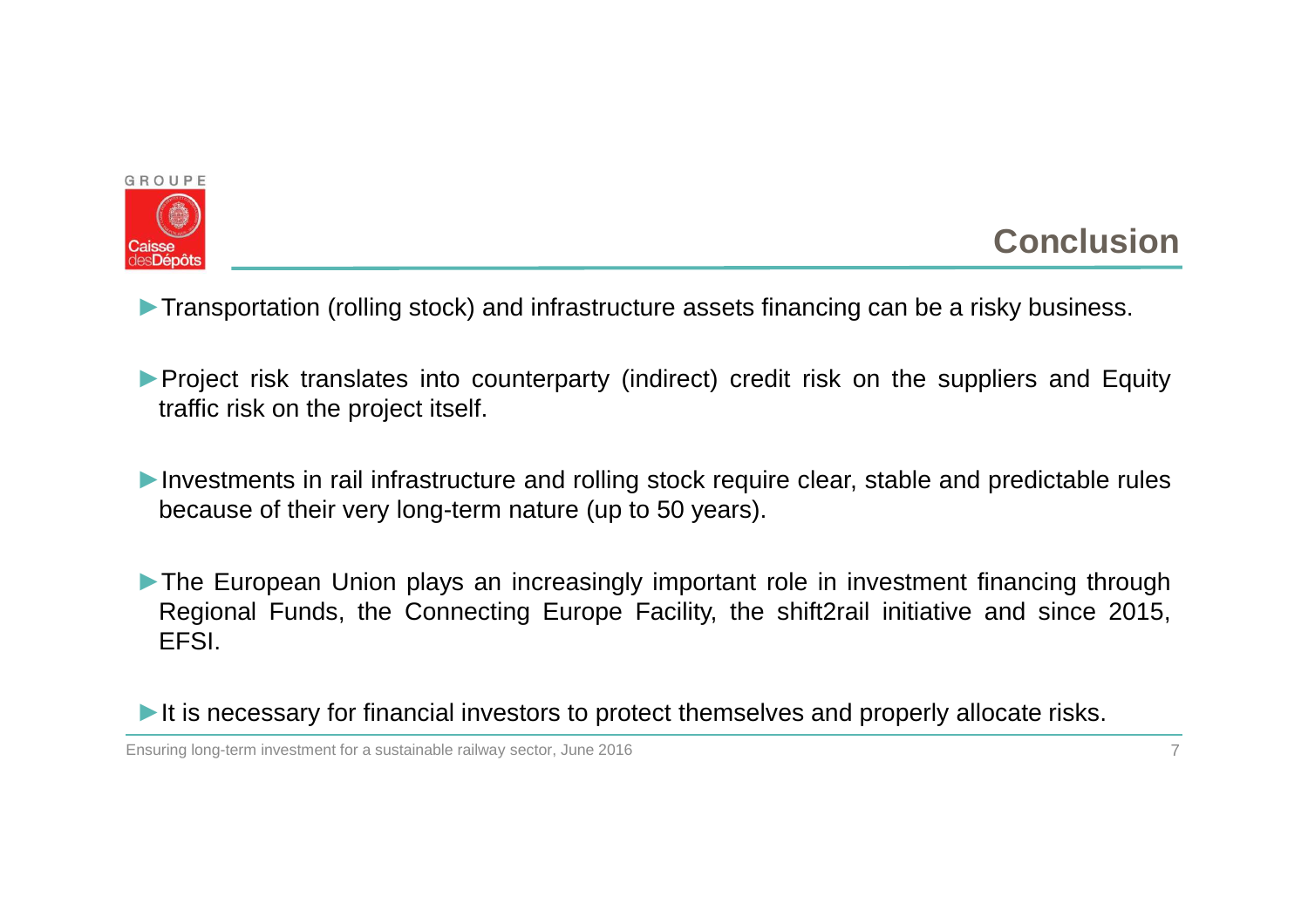## Conclusion

- Transportation (rolling stock) and infrastructure assets financing can be a risky business.

- Project risk translates into counterparty (indirect) credit risk on the suppliers and Equity traffic risk on the project itself.

- Investments in rail infrastructure and rolling stock require clear, stable and predictable rules because of their very long-term nature (up to 50 years).

- The European Union plays an increasingly important role in investment financing through Regional Funds, the Connecting Europe Facility, the shift2rail initiative and since 2015, EFSI.

- It is necessary for financial investors to protect themselves and properly allocate risks.